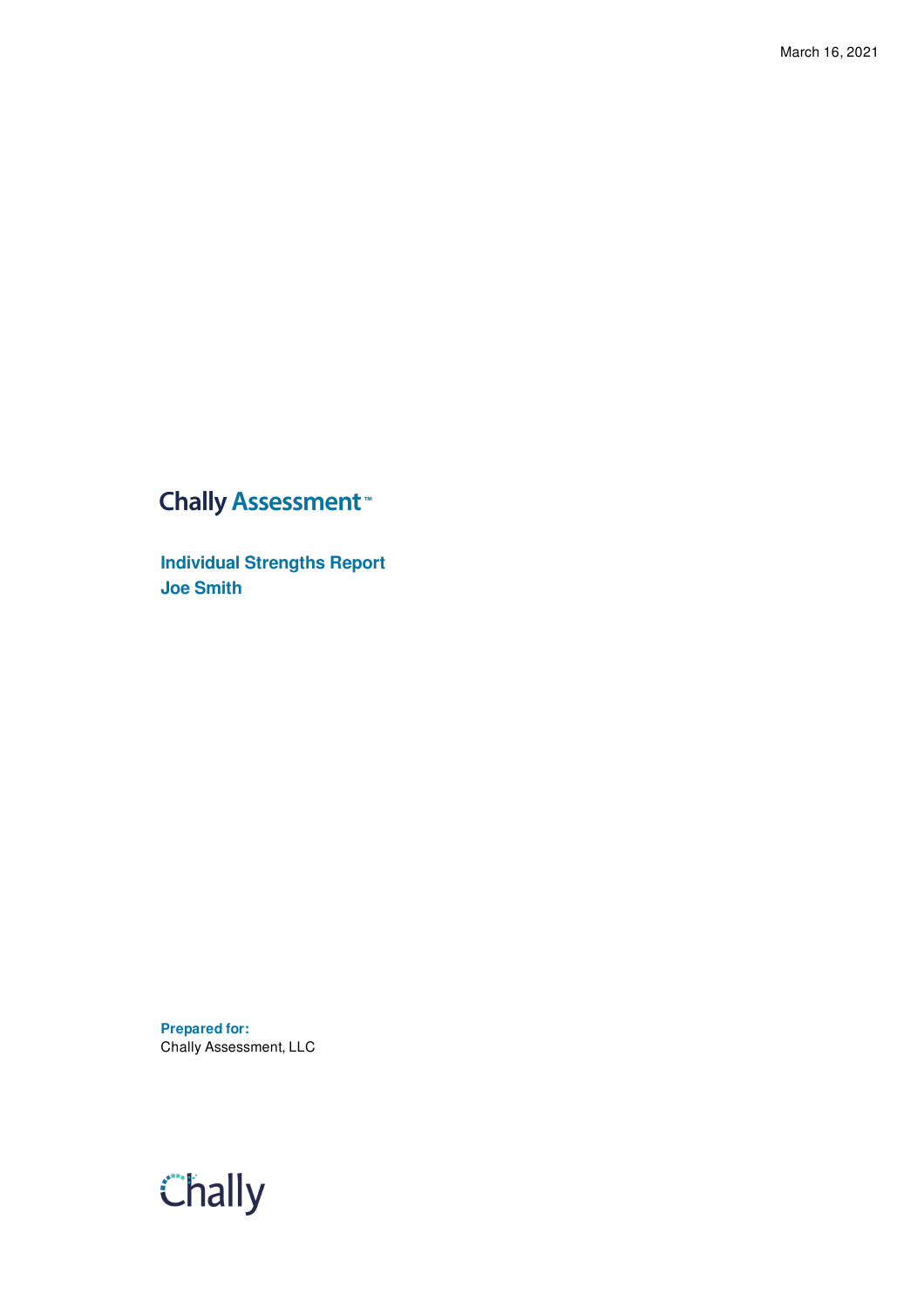March 16, 2021

# Chally Assessment™

## Individual Strengths Report
## Joe Smith

**Prepared for:**
Chally Assessment, LLC

Chally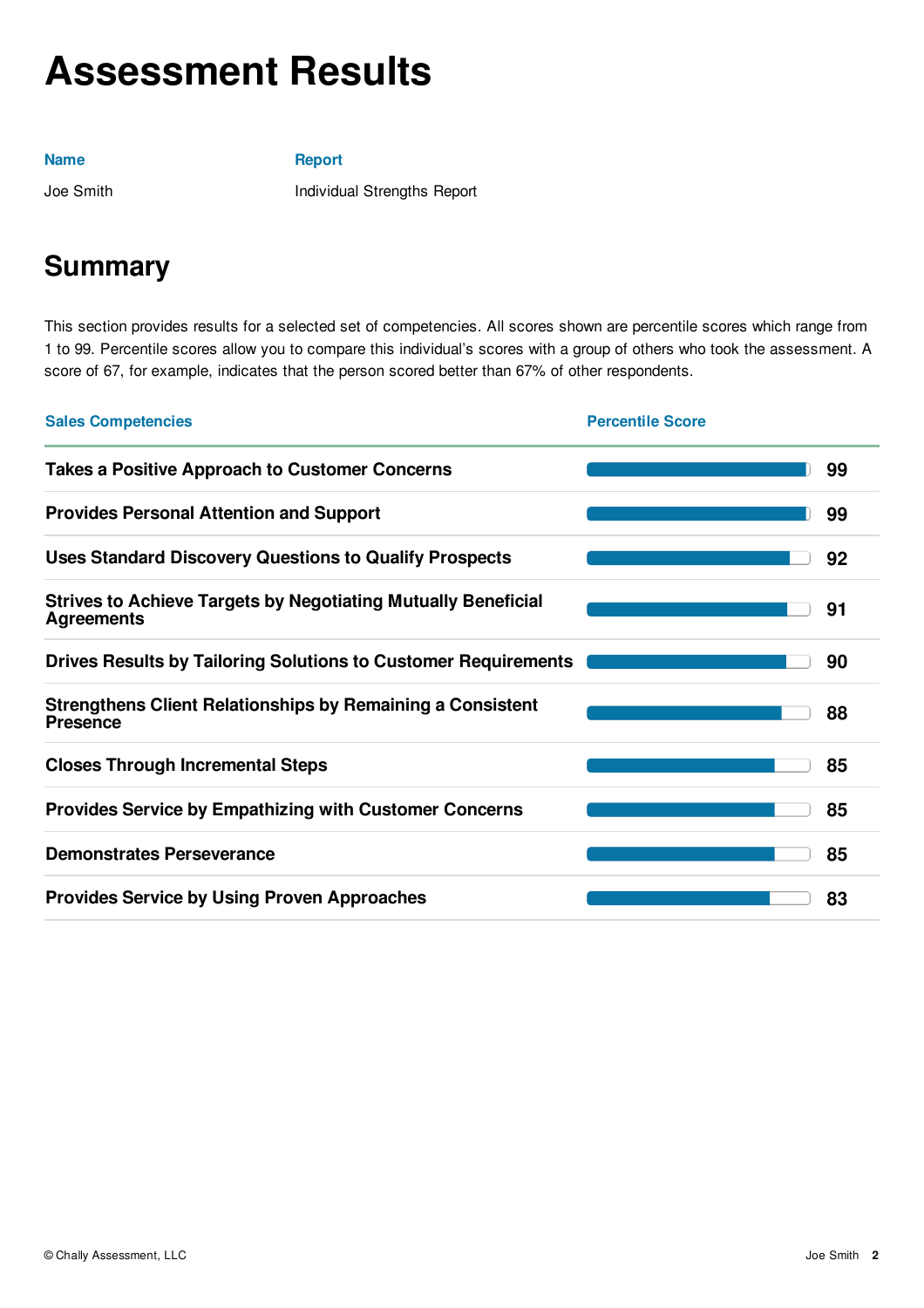# Assessment Results

| Name | Report |
| --- | --- |
| Joe Smith | Individual Strengths Report |

## Summary

This section provides results for a selected set of competencies. All scores shown are percentile scores which range from 1 to 99. Percentile scores allow you to compare this individual's scores with a group of others who took the assessment. A score of 67, for example, indicates that the person scored better than 67% of other respondents.

| Sales Competencies | Percentile Score |
| --- | --- |
| **Takes a Positive Approach to Customer Concerns** | **99** |
| **Provides Personal Attention and Support** | **99** |
| **Uses Standard Discovery Questions to Qualify Prospects** | **92** |
| **Strives to Achieve Targets by Negotiating Mutually Beneficial Agreements** | **91** |
| **Drives Results by Tailoring Solutions to Customer Requirements** | **90** |
| **Strengthens Client Relationships by Remaining a Consistent Presence** | **88** |
| **Closes Through Incremental Steps** | **85** |
| **Provides Service by Empathizing with Customer Concerns** | **85** |
| **Demonstrates Perseverance** | **85** |
| **Provides Service by Using Proven Approaches** | **83** |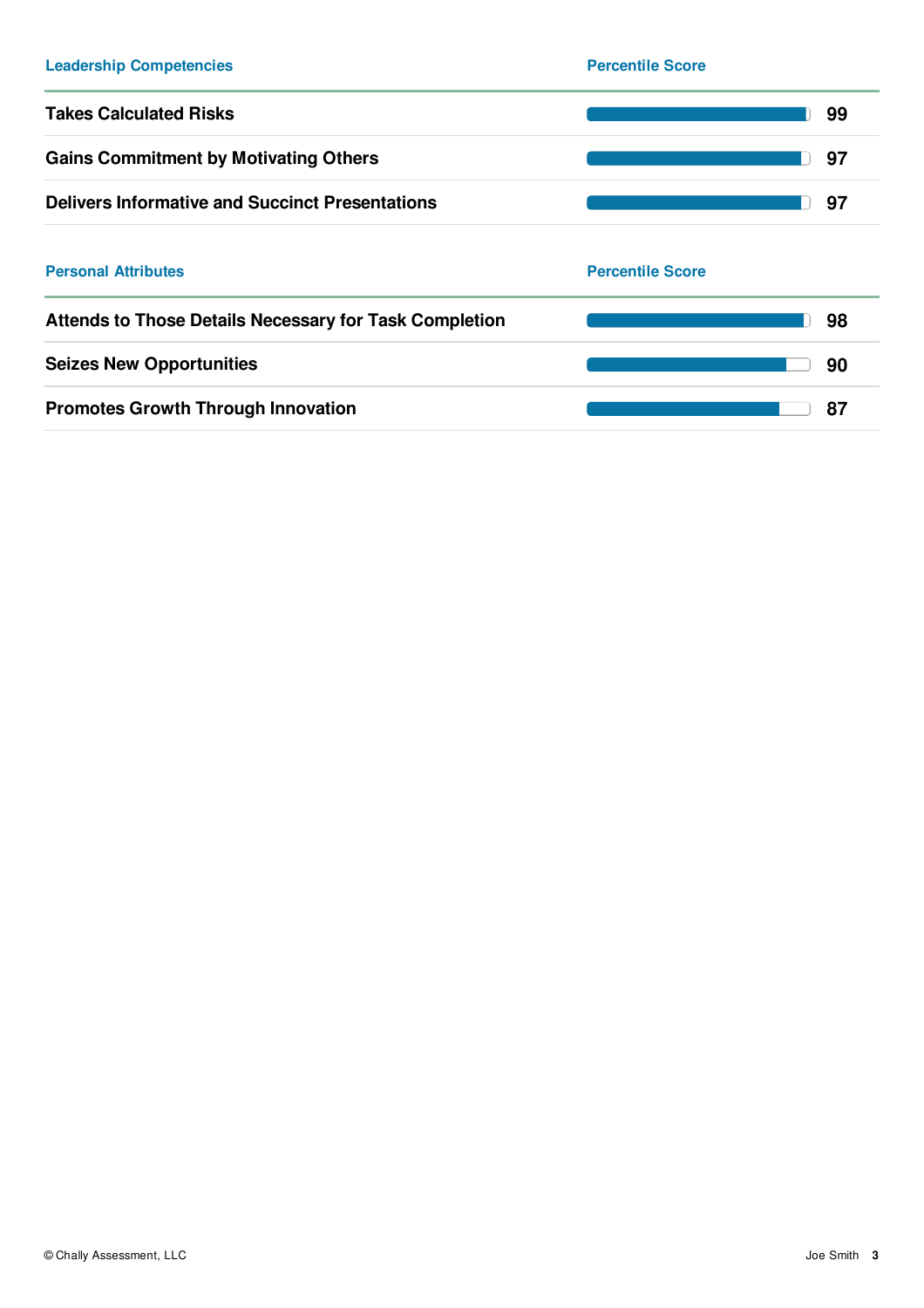| Leadership Competencies | Percentile Score |
| --- | --- |
| **Takes Calculated Risks** | **99** |
| **Gains Commitment by Motivating Others** | **97** |
| **Delivers Informative and Succinct Presentations** | **97** |

| Personal Attributes | Percentile Score |
| --- | --- |
| **Attends to Those Details Necessary for Task Completion** | **98** |
| **Seizes New Opportunities** | **90** |
| **Promotes Growth Through Innovation** | **87** |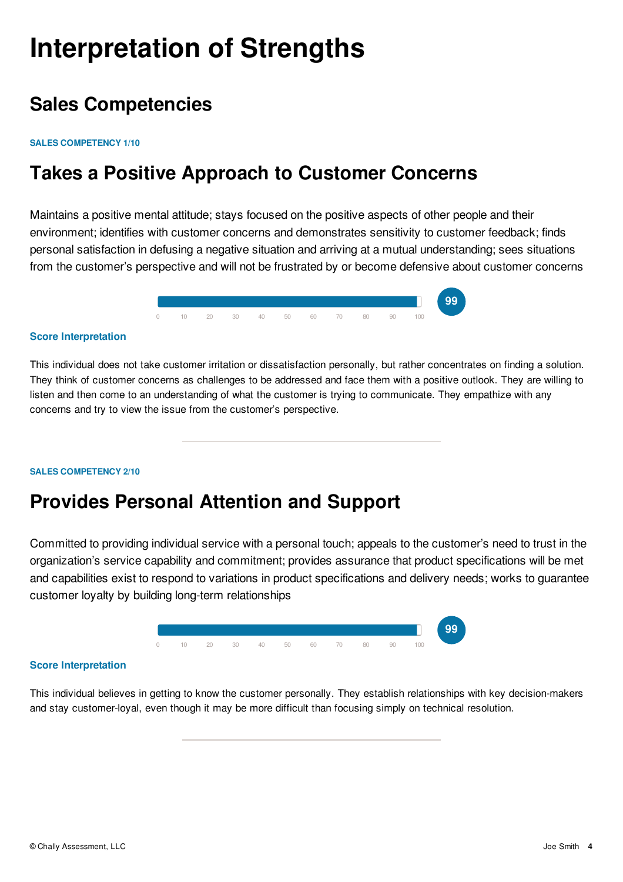# Interpretation of Strengths

## Sales Competencies

SALES COMPETENCY 1/10

## Takes a Positive Approach to Customer Concerns

Maintains a positive mental attitude; stays focused on the positive aspects of other people and their environment; identifies with customer concerns and demonstrates sensitivity to customer feedback; finds personal satisfaction in defusing a negative situation and arriving at a mutual understanding; sees situations from the customer's perspective and will not be frustrated by or become defensive about customer concerns

0 10 20 30 40 50 60 70 80 90 100

**99**

### Score Interpretation

This individual does not take customer irritation or dissatisfaction personally, but rather concentrates on finding a solution. They think of customer concerns as challenges to be addressed and face them with a positive outlook. They are willing to listen and then come to an understanding of what the customer is trying to communicate. They empathize with any concerns and try to view the issue from the customer's perspective.

---

SALES COMPETENCY 2/10

## Provides Personal Attention and Support

Committed to providing individual service with a personal touch; appeals to the customer's need to trust in the organization's service capability and commitment; provides assurance that product specifications will be met and capabilities exist to respond to variations in product specifications and delivery needs; works to guarantee customer loyalty by building long-term relationships

0 10 20 30 40 50 60 70 80 90 100

**99**

### Score Interpretation

This individual believes in getting to know the customer personally. They establish relationships with key decision-makers and stay customer-loyal, even though it may be more difficult than focusing simply on technical resolution.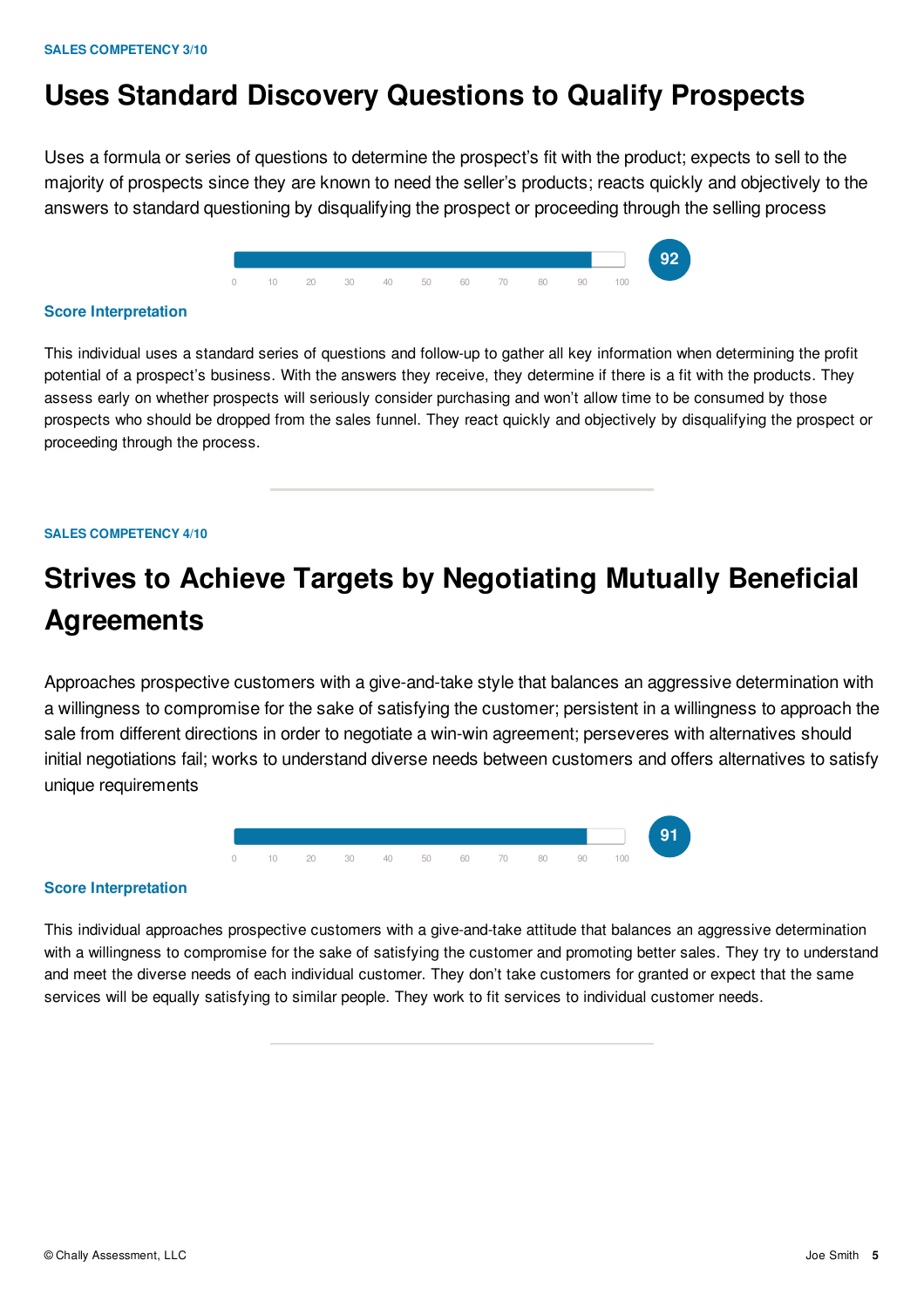**SALES COMPETENCY 3/10**

# Uses Standard Discovery Questions to Qualify Prospects

Uses a formula or series of questions to determine the prospect's fit with the product; expects to sell to the majority of prospects since they are known to need the seller's products; reacts quickly and objectively to the answers to standard questioning by disqualifying the prospect or proceeding through the selling process

0 10 20 30 40 50 60 70 80 90 100

**92**

### Score Interpretation

This individual uses a standard series of questions and follow-up to gather all key information when determining the profit potential of a prospect's business. With the answers they receive, they determine if there is a fit with the products. They assess early on whether prospects will seriously consider purchasing and won't allow time to be consumed by those prospects who should be dropped from the sales funnel. They react quickly and objectively by disqualifying the prospect or proceeding through the process.

---

**SALES COMPETENCY 4/10**

# Strives to Achieve Targets by Negotiating Mutually Beneficial Agreements

Approaches prospective customers with a give-and-take style that balances an aggressive determination with a willingness to compromise for the sake of satisfying the customer; persistent in a willingness to approach the sale from different directions in order to negotiate a win-win agreement; perseveres with alternatives should initial negotiations fail; works to understand diverse needs between customers and offers alternatives to satisfy unique requirements

0 10 20 30 40 50 60 70 80 90 100

**91**

### Score Interpretation

This individual approaches prospective customers with a give-and-take attitude that balances an aggressive determination with a willingness to compromise for the sake of satisfying the customer and promoting better sales. They try to understand and meet the diverse needs of each individual customer. They don't take customers for granted or expect that the same services will be equally satisfying to similar people. They work to fit services to individual customer needs.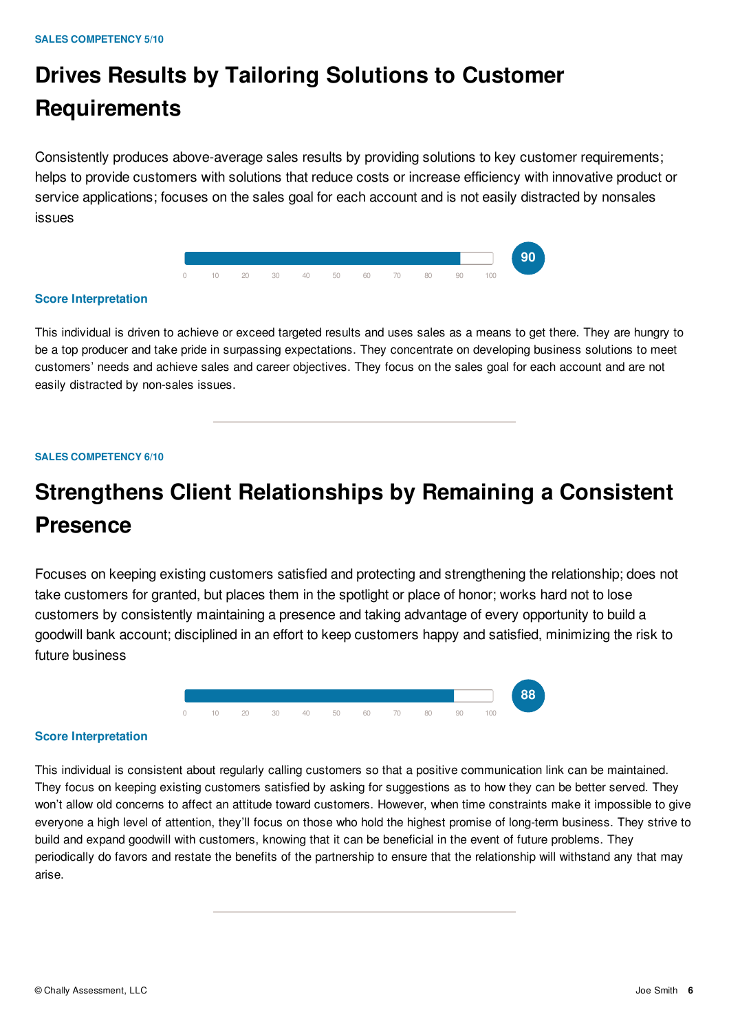SALES COMPETENCY 5/10

# Drives Results by Tailoring Solutions to Customer Requirements

Consistently produces above-average sales results by providing solutions to key customer requirements; helps to provide customers with solutions that reduce costs or increase efficiency with innovative product or service applications; focuses on the sales goal for each account and is not easily distracted by nonsales issues

**90**

### Score Interpretation

This individual is driven to achieve or exceed targeted results and uses sales as a means to get there. They are hungry to be a top producer and take pride in surpassing expectations. They concentrate on developing business solutions to meet customers' needs and achieve sales and career objectives. They focus on the sales goal for each account and are not easily distracted by non-sales issues.

---

SALES COMPETENCY 6/10

# Strengthens Client Relationships by Remaining a Consistent Presence

Focuses on keeping existing customers satisfied and protecting and strengthening the relationship; does not take customers for granted, but places them in the spotlight or place of honor; works hard not to lose customers by consistently maintaining a presence and taking advantage of every opportunity to build a goodwill bank account; disciplined in an effort to keep customers happy and satisfied, minimizing the risk to future business

**88**

### Score Interpretation

This individual is consistent about regularly calling customers so that a positive communication link can be maintained. They focus on keeping existing customers satisfied by asking for suggestions as to how they can be better served. They won't allow old concerns to affect an attitude toward customers. However, when time constraints make it impossible to give everyone a high level of attention, they'll focus on those who hold the highest promise of long-term business. They strive to build and expand goodwill with customers, knowing that it can be beneficial in the event of future problems. They periodically do favors and restate the benefits of the partnership to ensure that the relationship will withstand any that may arise.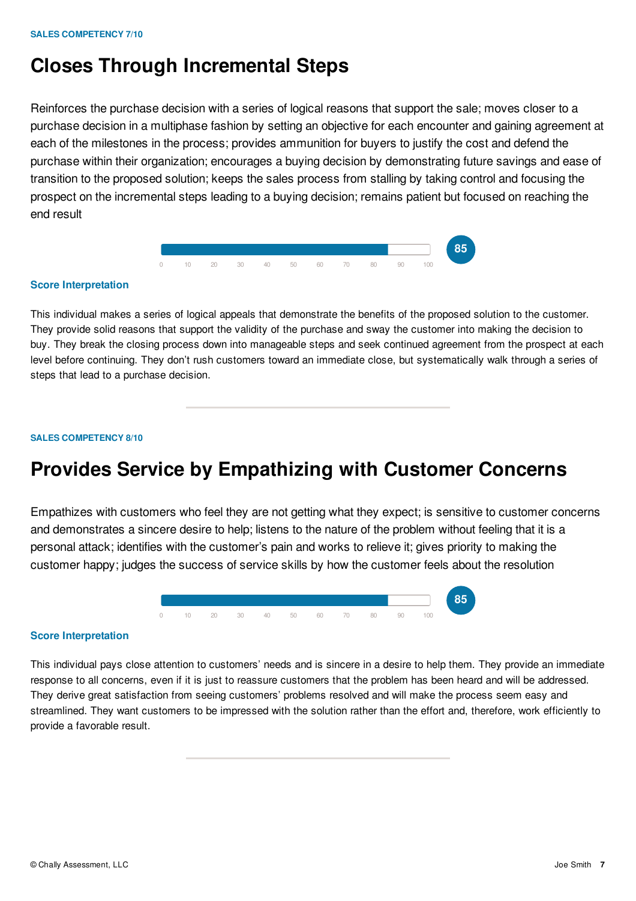SALES COMPETENCY 7/10

# Closes Through Incremental Steps

Reinforces the purchase decision with a series of logical reasons that support the sale; moves closer to a purchase decision in a multiphase fashion by setting an objective for each encounter and gaining agreement at each of the milestones in the process; provides ammunition for buyers to justify the cost and defend the purchase within their organization; encourages a buying decision by demonstrating future savings and ease of transition to the proposed solution; keeps the sales process from stalling by taking control and focusing the prospect on the incremental steps leading to a buying decision; remains patient but focused on reaching the end result

Score: 85

### Score Interpretation

This individual makes a series of logical appeals that demonstrate the benefits of the proposed solution to the customer. They provide solid reasons that support the validity of the purchase and sway the customer into making the decision to buy. They break the closing process down into manageable steps and seek continued agreement from the prospect at each level before continuing. They don't rush customers toward an immediate close, but systematically walk through a series of steps that lead to a purchase decision.

---

SALES COMPETENCY 8/10

# Provides Service by Empathizing with Customer Concerns

Empathizes with customers who feel they are not getting what they expect; is sensitive to customer concerns and demonstrates a sincere desire to help; listens to the nature of the problem without feeling that it is a personal attack; identifies with the customer's pain and works to relieve it; gives priority to making the customer happy; judges the success of service skills by how the customer feels about the resolution

Score: 85

### Score Interpretation

This individual pays close attention to customers' needs and is sincere in a desire to help them. They provide an immediate response to all concerns, even if it is just to reassure customers that the problem has been heard and will be addressed. They derive great satisfaction from seeing customers' problems resolved and will make the process seem easy and streamlined. They want customers to be impressed with the solution rather than the effort and, therefore, work efficiently to provide a favorable result.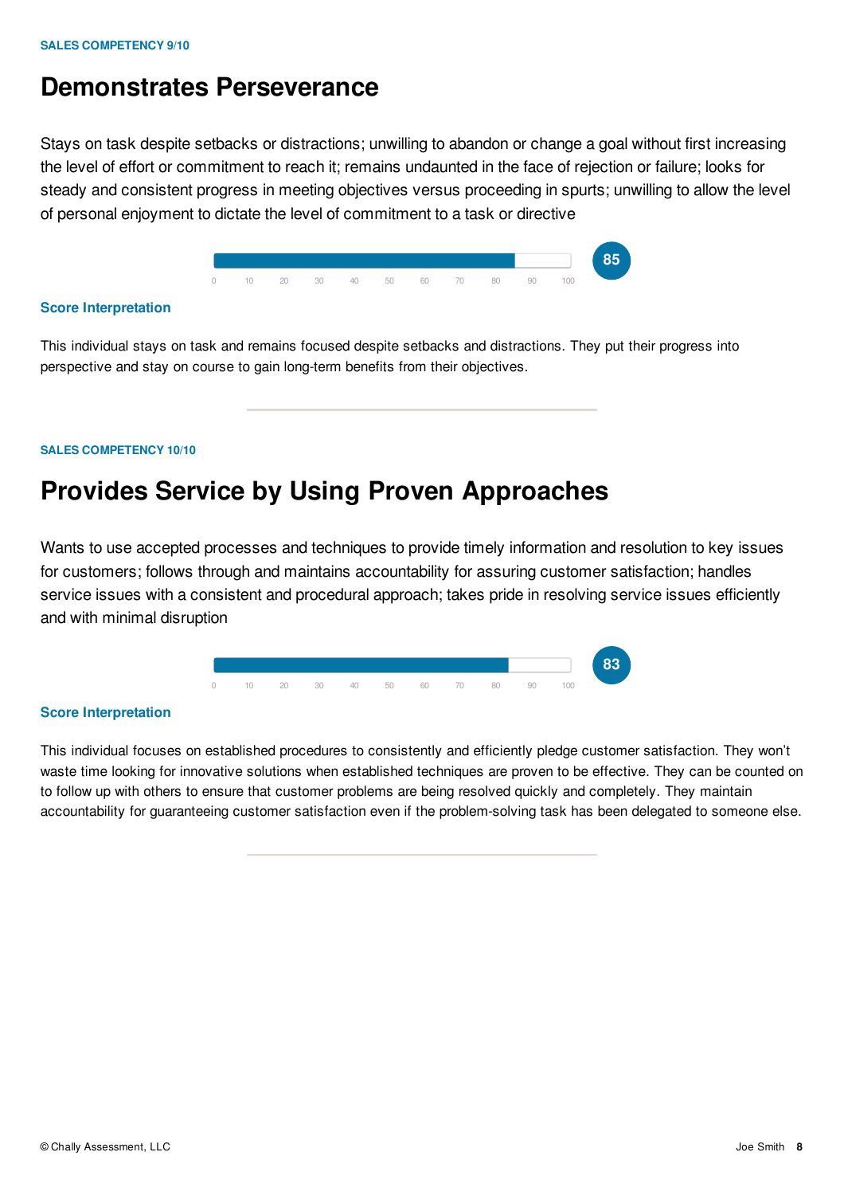SALES COMPETENCY 9/10

# Demonstrates Perseverance

Stays on task despite setbacks or distractions; unwilling to abandon or change a goal without first increasing the level of effort or commitment to reach it; remains undaunted in the face of rejection or failure; looks for steady and consistent progress in meeting objectives versus proceeding in spurts; unwilling to allow the level of personal enjoyment to dictate the level of commitment to a task or directive

0 10 20 30 40 50 60 70 80 90 100

**85**

### Score Interpretation

This individual stays on task and remains focused despite setbacks and distractions. They put their progress into perspective and stay on course to gain long-term benefits from their objectives.

---

SALES COMPETENCY 10/10

# Provides Service by Using Proven Approaches

Wants to use accepted processes and techniques to provide timely information and resolution to key issues for customers; follows through and maintains accountability for assuring customer satisfaction; handles service issues with a consistent and procedural approach; takes pride in resolving service issues efficiently and with minimal disruption

0 10 20 30 40 50 60 70 80 90 100

**83**

### Score Interpretation

This individual focuses on established procedures to consistently and efficiently pledge customer satisfaction. They won't waste time looking for innovative solutions when established techniques are proven to be effective. They can be counted on to follow up with others to ensure that customer problems are being resolved quickly and completely. They maintain accountability for guaranteeing customer satisfaction even if the problem-solving task has been delegated to someone else.

---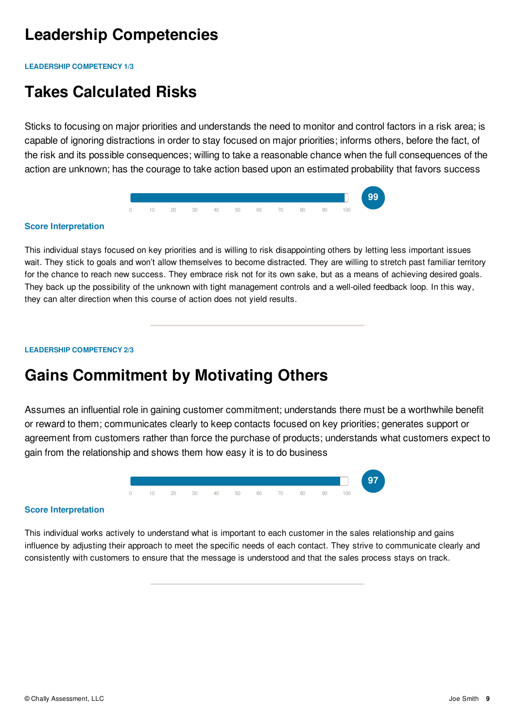# Leadership Competencies

**LEADERSHIP COMPETENCY 1/3**

## Takes Calculated Risks

Sticks to focusing on major priorities and understands the need to monitor and control factors in a risk area; is capable of ignoring distractions in order to stay focused on major priorities; informs others, before the fact, of the risk and its possible consequences; willing to take a reasonable chance when the full consequences of the action are unknown; has the courage to take action based upon an estimated probability that favors success

Score: 99 (scale 0–100)

### Score Interpretation

This individual stays focused on key priorities and is willing to risk disappointing others by letting less important issues wait. They stick to goals and won't allow themselves to become distracted. They are willing to stretch past familiar territory for the chance to reach new success. They embrace risk not for its own sake, but as a means of achieving desired goals. They back up the possibility of the unknown with tight management controls and a well-oiled feedback loop. In this way, they can alter direction when this course of action does not yield results.

---

**LEADERSHIP COMPETENCY 2/3**

## Gains Commitment by Motivating Others

Assumes an influential role in gaining customer commitment; understands there must be a worthwhile benefit or reward to them; communicates clearly to keep contacts focused on key priorities; generates support or agreement from customers rather than force the purchase of products; understands what customers expect to gain from the relationship and shows them how easy it is to do business

Score: 97 (scale 0–100)

### Score Interpretation

This individual works actively to understand what is important to each customer in the sales relationship and gains influence by adjusting their approach to meet the specific needs of each contact. They strive to communicate clearly and consistently with customers to ensure that the message is understood and that the sales process stays on track.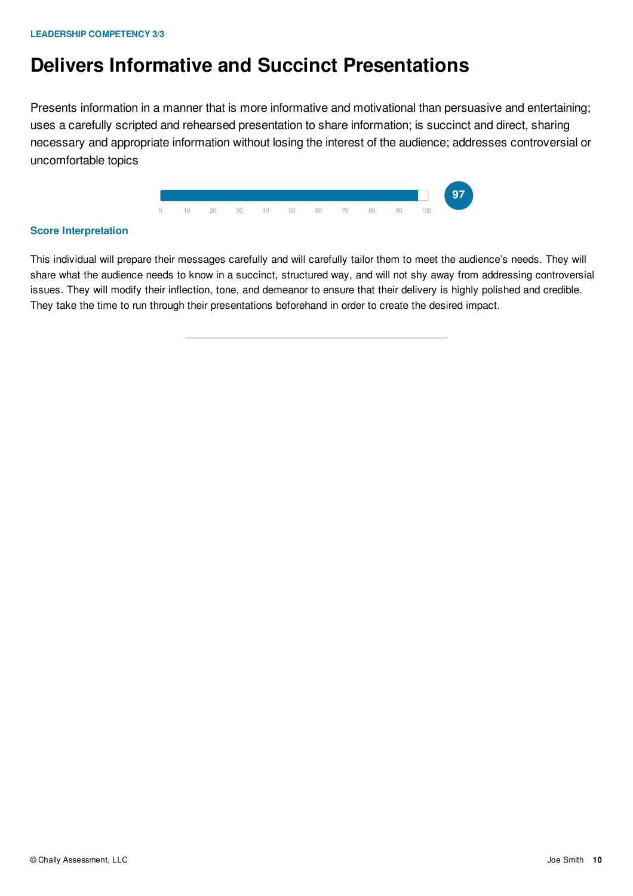LEADERSHIP COMPETENCY 3/3

# Delivers Informative and Succinct Presentations

Presents information in a manner that is more informative and motivational than persuasive and entertaining; uses a carefully scripted and rehearsed presentation to share information; is succinct and direct, sharing necessary and appropriate information without losing the interest of the audience; addresses controversial or uncomfortable topics

**97**

0 10 20 30 40 50 60 70 80 90 100

### Score Interpretation

This individual will prepare their messages carefully and will carefully tailor them to meet the audience's needs. They will share what the audience needs to know in a succinct, structured way, and will not shy away from addressing controversial issues. They will modify their inflection, tone, and demeanor to ensure that their delivery is highly polished and credible. They take the time to run through their presentations beforehand in order to create the desired impact.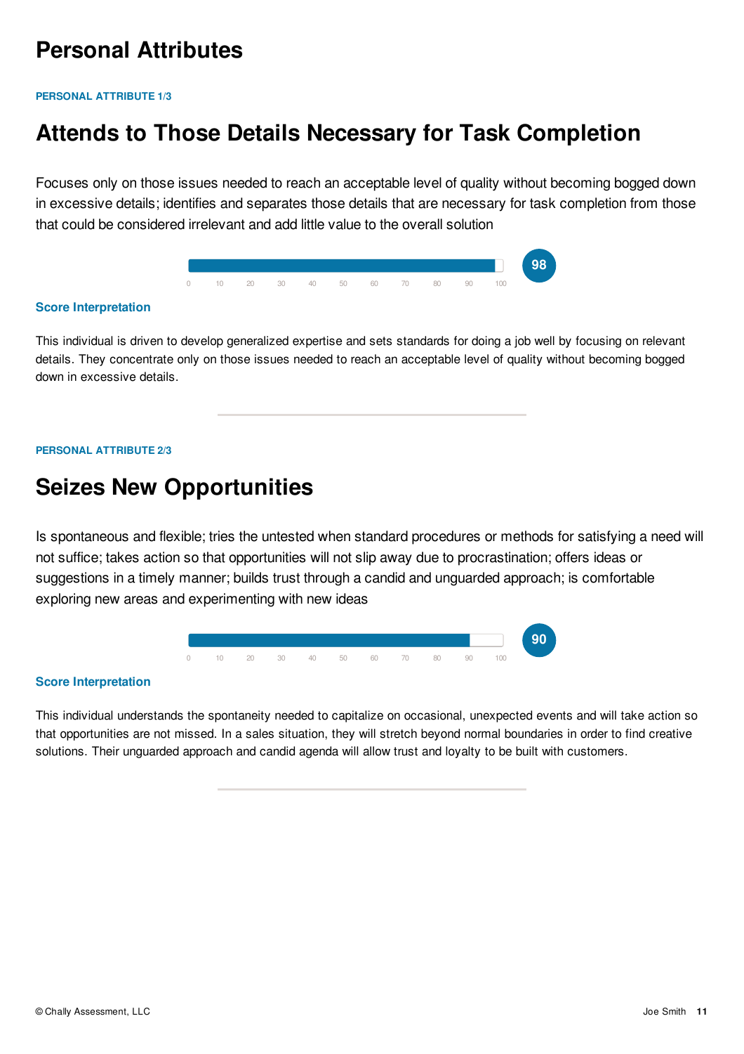# Personal Attributes

PERSONAL ATTRIBUTE 1/3

## Attends to Those Details Necessary for Task Completion

Focuses only on those issues needed to reach an acceptable level of quality without becoming bogged down in excessive details; identifies and separates those details that are necessary for task completion from those that could be considered irrelevant and add little value to the overall solution

0 10 20 30 40 50 60 70 80 90 100

**98**

### Score Interpretation

This individual is driven to develop generalized expertise and sets standards for doing a job well by focusing on relevant details. They concentrate only on those issues needed to reach an acceptable level of quality without becoming bogged down in excessive details.

PERSONAL ATTRIBUTE 2/3

## Seizes New Opportunities

Is spontaneous and flexible; tries the untested when standard procedures or methods for satisfying a need will not suffice; takes action so that opportunities will not slip away due to procrastination; offers ideas or suggestions in a timely manner; builds trust through a candid and unguarded approach; is comfortable exploring new areas and experimenting with new ideas

0 10 20 30 40 50 60 70 80 90 100

**90**

### Score Interpretation

This individual understands the spontaneity needed to capitalize on occasional, unexpected events and will take action so that opportunities are not missed. In a sales situation, they will stretch beyond normal boundaries in order to find creative solutions. Their unguarded approach and candid agenda will allow trust and loyalty to be built with customers.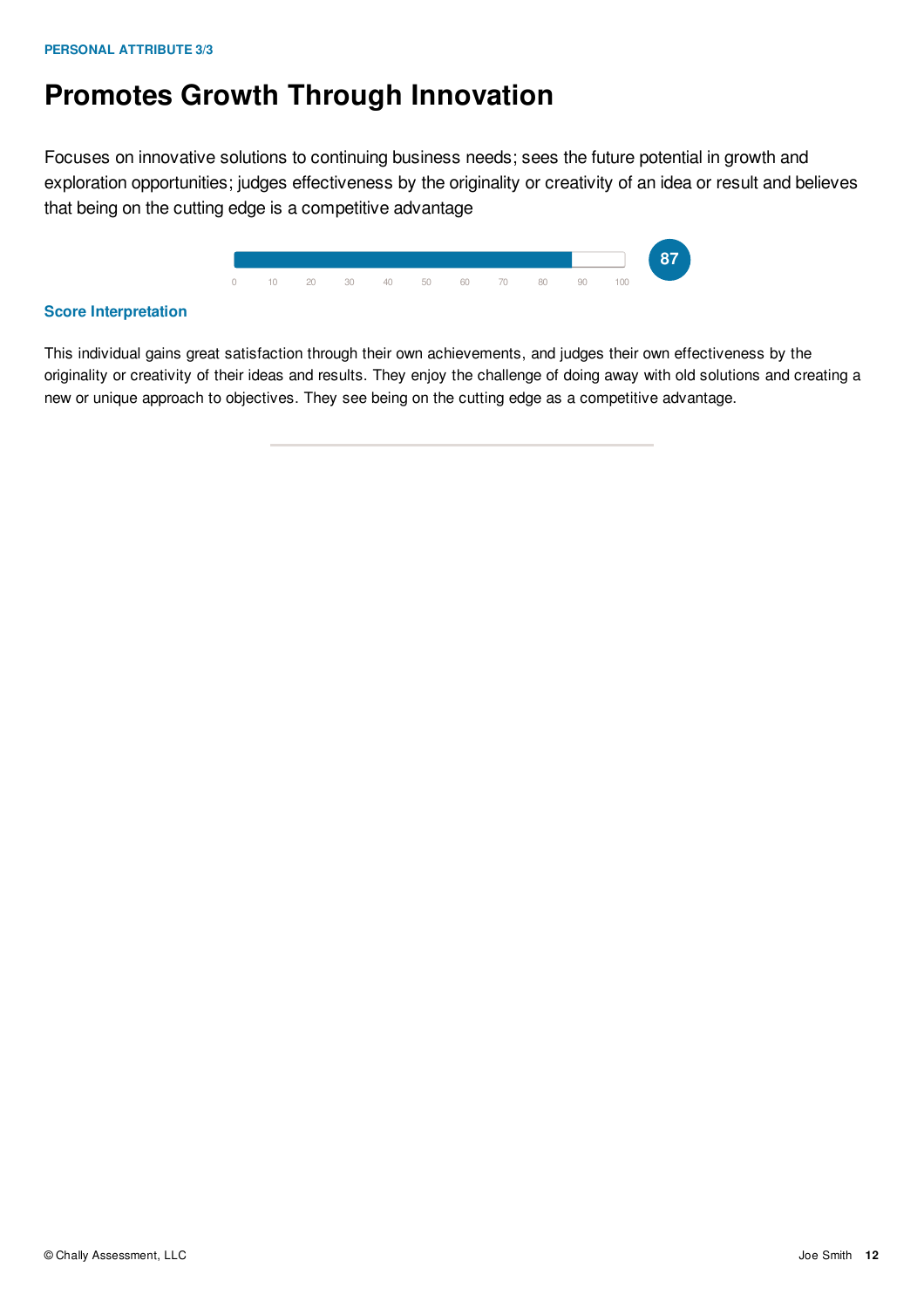PERSONAL ATTRIBUTE 3/3

# Promotes Growth Through Innovation

Focuses on innovative solutions to continuing business needs; sees the future potential in growth and exploration opportunities; judges effectiveness by the originality or creativity of an idea or result and believes that being on the cutting edge is a competitive advantage

0 10 20 30 40 50 60 70 80 90 100

**87**

## Score Interpretation

This individual gains great satisfaction through their own achievements, and judges their own effectiveness by the originality or creativity of their ideas and results. They enjoy the challenge of doing away with old solutions and creating a new or unique approach to objectives. They see being on the cutting edge as a competitive advantage.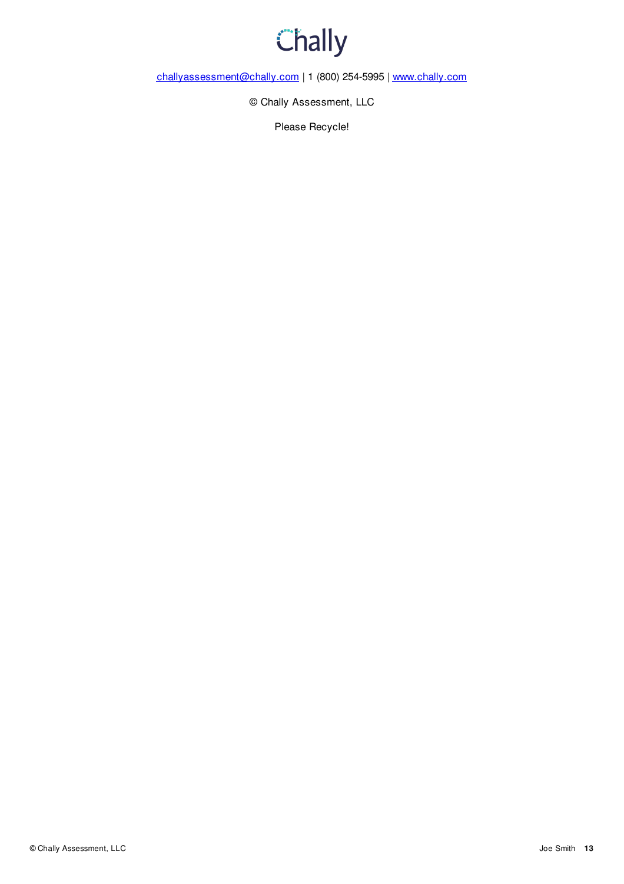Chally

challyassessment@chally.com | 1 (800) 254-5995 | www.chally.com

© Chally Assessment, LLC

Please Recycle!